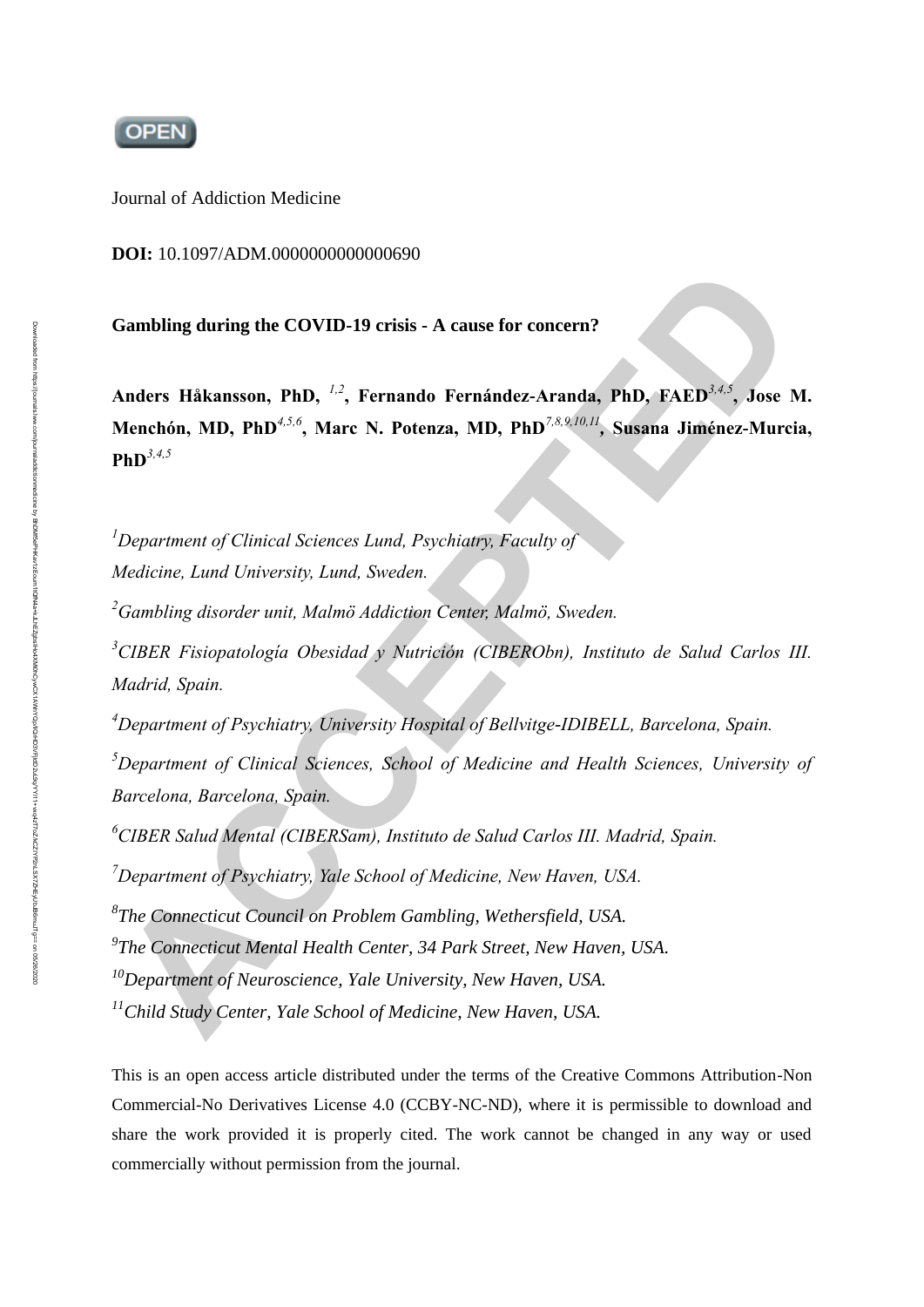OPEN

Journal of Addiction Medicine

**DOI:** 10.1097/ADM.0000000000000690

# Gambling during the COVID-19 crisis - A cause for concern?

**Anders Håkansson, PhD,** [1,2]**, Fernando Fernández-Aranda, PhD, FAED**[3,4,5]**, Jose M. Menchón, MD, PhD**[4,5,6]**, Marc N. Potenza, MD, PhD**[7,8,9,10,11]**, Susana Jiménez-Murcia, PhD**[3,4,5]

[1]*Department of Clinical Sciences Lund, Psychiatry, Faculty of Medicine, Lund University, Lund, Sweden.*

[2]*Gambling disorder unit, Malmö Addiction Center, Malmö, Sweden.*

[3]*CIBER Fisiopatología Obesidad y Nutrición (CIBERObn), Instituto de Salud Carlos III. Madrid, Spain.*

[4]*Department of Psychiatry, University Hospital of Bellvitge-IDIBELL, Barcelona, Spain.*

[5]*Department of Clinical Sciences, School of Medicine and Health Sciences, University of Barcelona, Barcelona, Spain.*

[6]*CIBER Salud Mental (CIBERSam), Instituto de Salud Carlos III. Madrid, Spain.*

[7]*Department of Psychiatry, Yale School of Medicine, New Haven, USA.*

[8]*The Connecticut Council on Problem Gambling, Wethersfield, USA.*

[9]*The Connecticut Mental Health Center, 34 Park Street, New Haven, USA.*

[10]*Department of Neuroscience, Yale University, New Haven, USA.*

[11]*Child Study Center, Yale School of Medicine, New Haven, USA.*

This is an open access article distributed under the terms of the Creative Commons Attribution-Non Commercial-No Derivatives License 4.0 (CCBY-NC-ND), where it is permissible to download and share the work provided it is properly cited. The work cannot be changed in any way or used commercially without permission from the journal.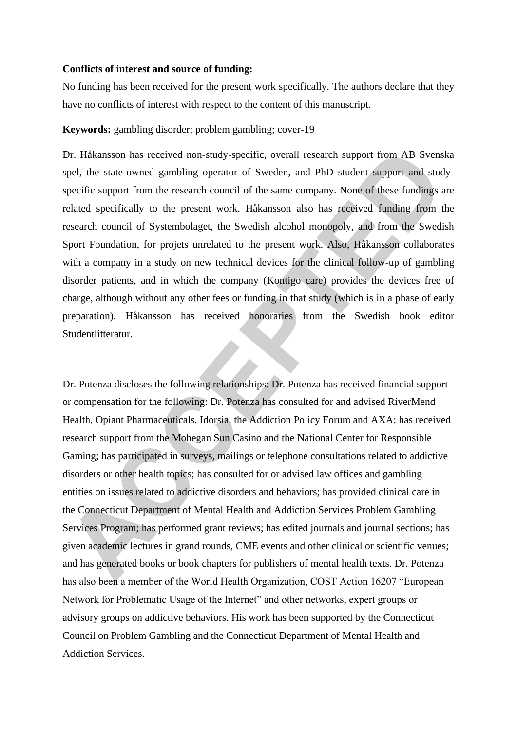**Conflicts of interest and source of funding:**

No funding has been received for the present work specifically. The authors declare that they have no conflicts of interest with respect to the content of this manuscript.

**Keywords:** gambling disorder; problem gambling; cover-19

Dr. Håkansson has received non-study-specific, overall research support from AB Svenska spel, the state-owned gambling operator of Sweden, and PhD student support and study-specific support from the research council of the same company. None of these fundings are related specifically to the present work. Håkansson also has received funding from the research council of Systembolaget, the Swedish alcohol monopoly, and from the Swedish Sport Foundation, for projets unrelated to the present work. Also, Håkansson collaborates with a company in a study on new technical devices for the clinical follow-up of gambling disorder patients, and in which the company (Kontigo care) provides the devices free of charge, although without any other fees or funding in that study (which is in a phase of early preparation). Håkansson has received honoraries from the Swedish book editor Studentlitteratur.

Dr. Potenza discloses the following relationships: Dr. Potenza has received financial support or compensation for the following: Dr. Potenza has consulted for and advised RiverMend Health, Opiant Pharmaceuticals, Idorsia, the Addiction Policy Forum and AXA; has received research support from the Mohegan Sun Casino and the National Center for Responsible Gaming; has participated in surveys, mailings or telephone consultations related to addictive disorders or other health topics; has consulted for or advised law offices and gambling entities on issues related to addictive disorders and behaviors; has provided clinical care in the Connecticut Department of Mental Health and Addiction Services Problem Gambling Services Program; has performed grant reviews; has edited journals and journal sections; has given academic lectures in grand rounds, CME events and other clinical or scientific venues; and has generated books or book chapters for publishers of mental health texts. Dr. Potenza has also been a member of the World Health Organization, COST Action 16207 "European Network for Problematic Usage of the Internet" and other networks, expert groups or advisory groups on addictive behaviors. His work has been supported by the Connecticut Council on Problem Gambling and the Connecticut Department of Mental Health and Addiction Services.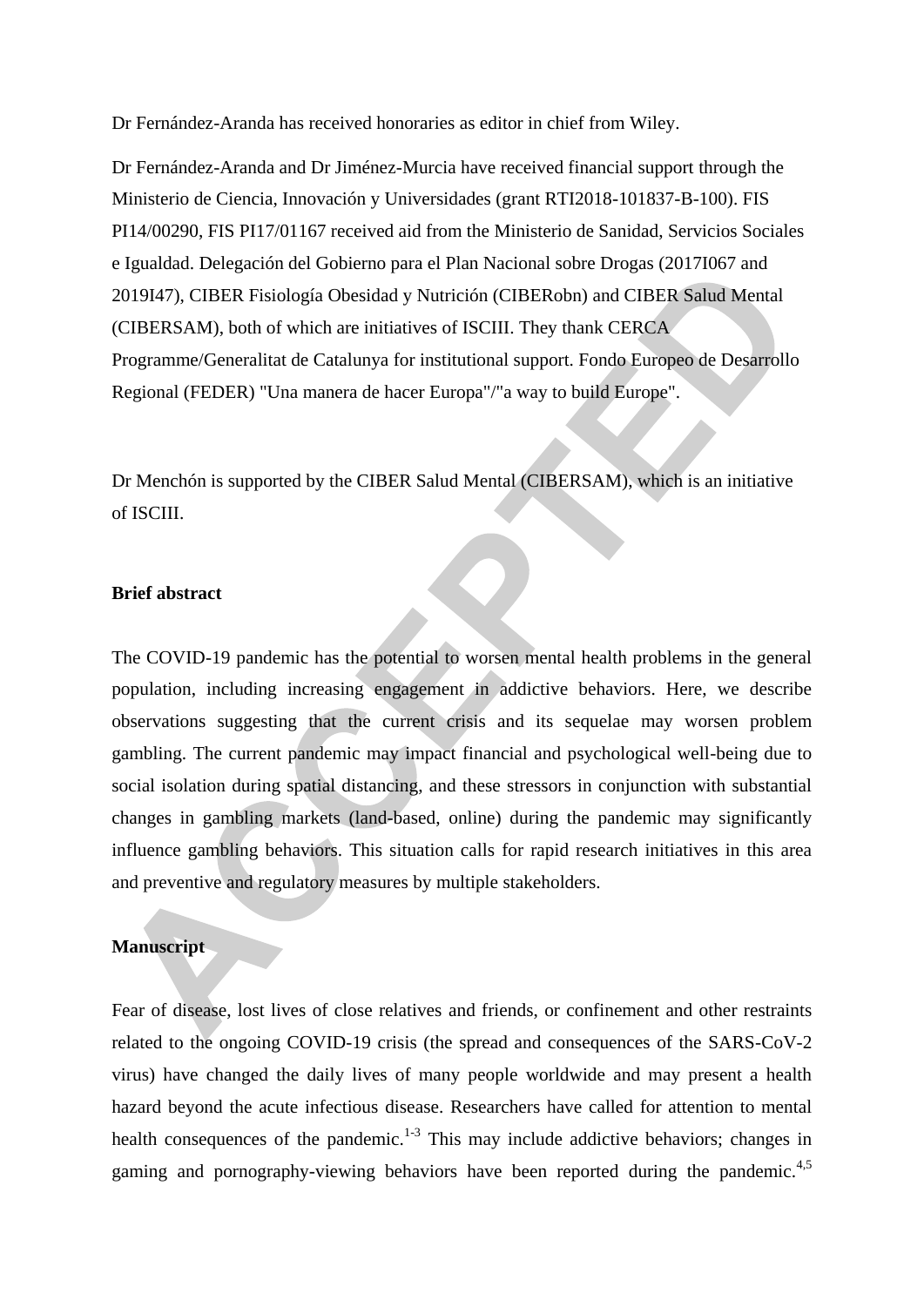Dr Fernández-Aranda has received honoraries as editor in chief from Wiley.

Dr Fernández-Aranda and Dr Jiménez-Murcia have received financial support through the Ministerio de Ciencia, Innovación y Universidades (grant RTI2018-101837-B-100). FIS PI14/00290, FIS PI17/01167 received aid from the Ministerio de Sanidad, Servicios Sociales e Igualdad. Delegación del Gobierno para el Plan Nacional sobre Drogas (2017I067 and 2019I47), CIBER Fisiología Obesidad y Nutrición (CIBERobn) and CIBER Salud Mental (CIBERSAM), both of which are initiatives of ISCIII. They thank CERCA Programme/Generalitat de Catalunya for institutional support. Fondo Europeo de Desarrollo Regional (FEDER) "Una manera de hacer Europa"/"a way to build Europe".

Dr Menchón is supported by the CIBER Salud Mental (CIBERSAM), which is an initiative of ISCIII.

**Brief abstract**

The COVID-19 pandemic has the potential to worsen mental health problems in the general population, including increasing engagement in addictive behaviors. Here, we describe observations suggesting that the current crisis and its sequelae may worsen problem gambling. The current pandemic may impact financial and psychological well-being due to social isolation during spatial distancing, and these stressors in conjunction with substantial changes in gambling markets (land-based, online) during the pandemic may significantly influence gambling behaviors. This situation calls for rapid research initiatives in this area and preventive and regulatory measures by multiple stakeholders.

**Manuscript**

Fear of disease, lost lives of close relatives and friends, or confinement and other restraints related to the ongoing COVID-19 crisis (the spread and consequences of the SARS-CoV-2 virus) have changed the daily lives of many people worldwide and may present a health hazard beyond the acute infectious disease. Researchers have called for attention to mental health consequences of the pandemic.[1-3] This may include addictive behaviors; changes in gaming and pornography-viewing behaviors have been reported during the pandemic.[4,5]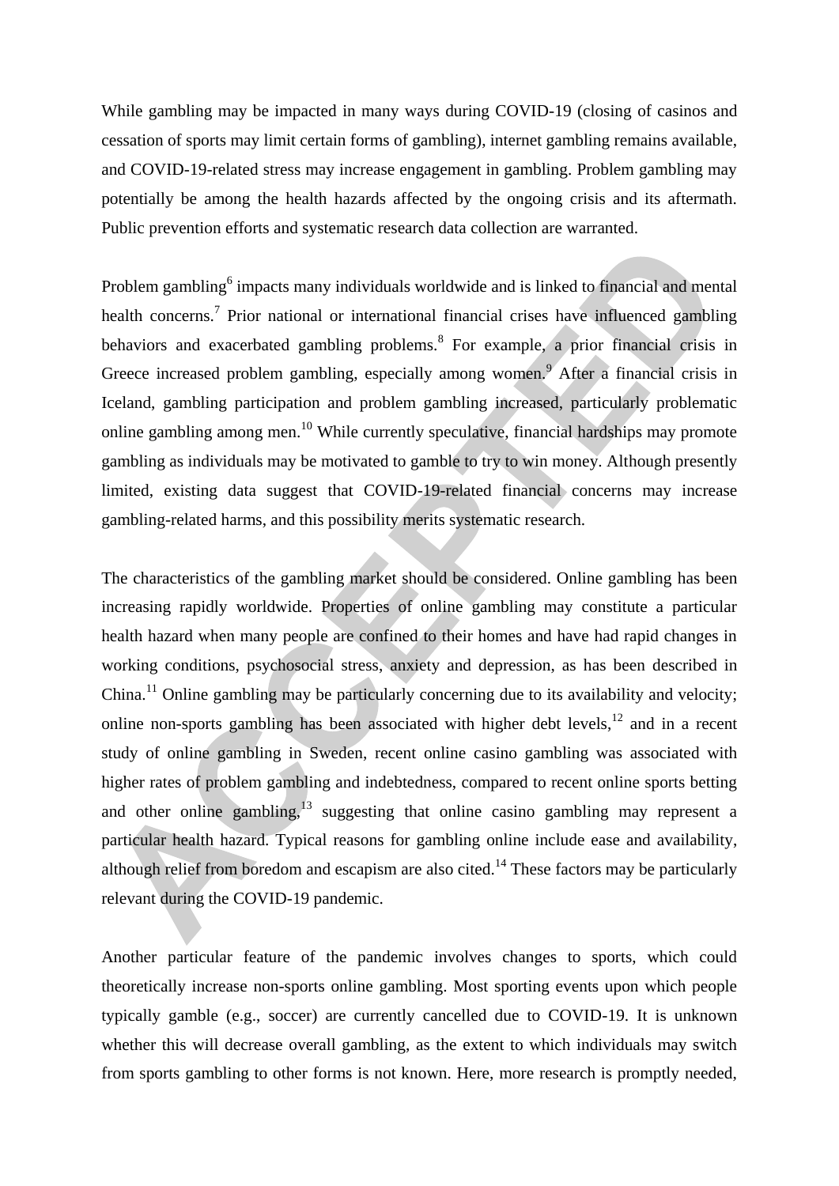While gambling may be impacted in many ways during COVID-19 (closing of casinos and cessation of sports may limit certain forms of gambling), internet gambling remains available, and COVID-19-related stress may increase engagement in gambling. Problem gambling may potentially be among the health hazards affected by the ongoing crisis and its aftermath. Public prevention efforts and systematic research data collection are warranted.

Problem gambling[6] impacts many individuals worldwide and is linked to financial and mental health concerns.[7] Prior national or international financial crises have influenced gambling behaviors and exacerbated gambling problems.[8] For example, a prior financial crisis in Greece increased problem gambling, especially among women.[9] After a financial crisis in Iceland, gambling participation and problem gambling increased, particularly problematic online gambling among men.[10] While currently speculative, financial hardships may promote gambling as individuals may be motivated to gamble to try to win money. Although presently limited, existing data suggest that COVID-19-related financial concerns may increase gambling-related harms, and this possibility merits systematic research.

The characteristics of the gambling market should be considered. Online gambling has been increasing rapidly worldwide. Properties of online gambling may constitute a particular health hazard when many people are confined to their homes and have had rapid changes in working conditions, psychosocial stress, anxiety and depression, as has been described in China.[11] Online gambling may be particularly concerning due to its availability and velocity; online non-sports gambling has been associated with higher debt levels,[12] and in a recent study of online gambling in Sweden, recent online casino gambling was associated with higher rates of problem gambling and indebtedness, compared to recent online sports betting and other online gambling,[13] suggesting that online casino gambling may represent a particular health hazard. Typical reasons for gambling online include ease and availability, although relief from boredom and escapism are also cited.[14] These factors may be particularly relevant during the COVID-19 pandemic.

Another particular feature of the pandemic involves changes to sports, which could theoretically increase non-sports online gambling. Most sporting events upon which people typically gamble (e.g., soccer) are currently cancelled due to COVID-19. It is unknown whether this will decrease overall gambling, as the extent to which individuals may switch from sports gambling to other forms is not known. Here, more research is promptly needed,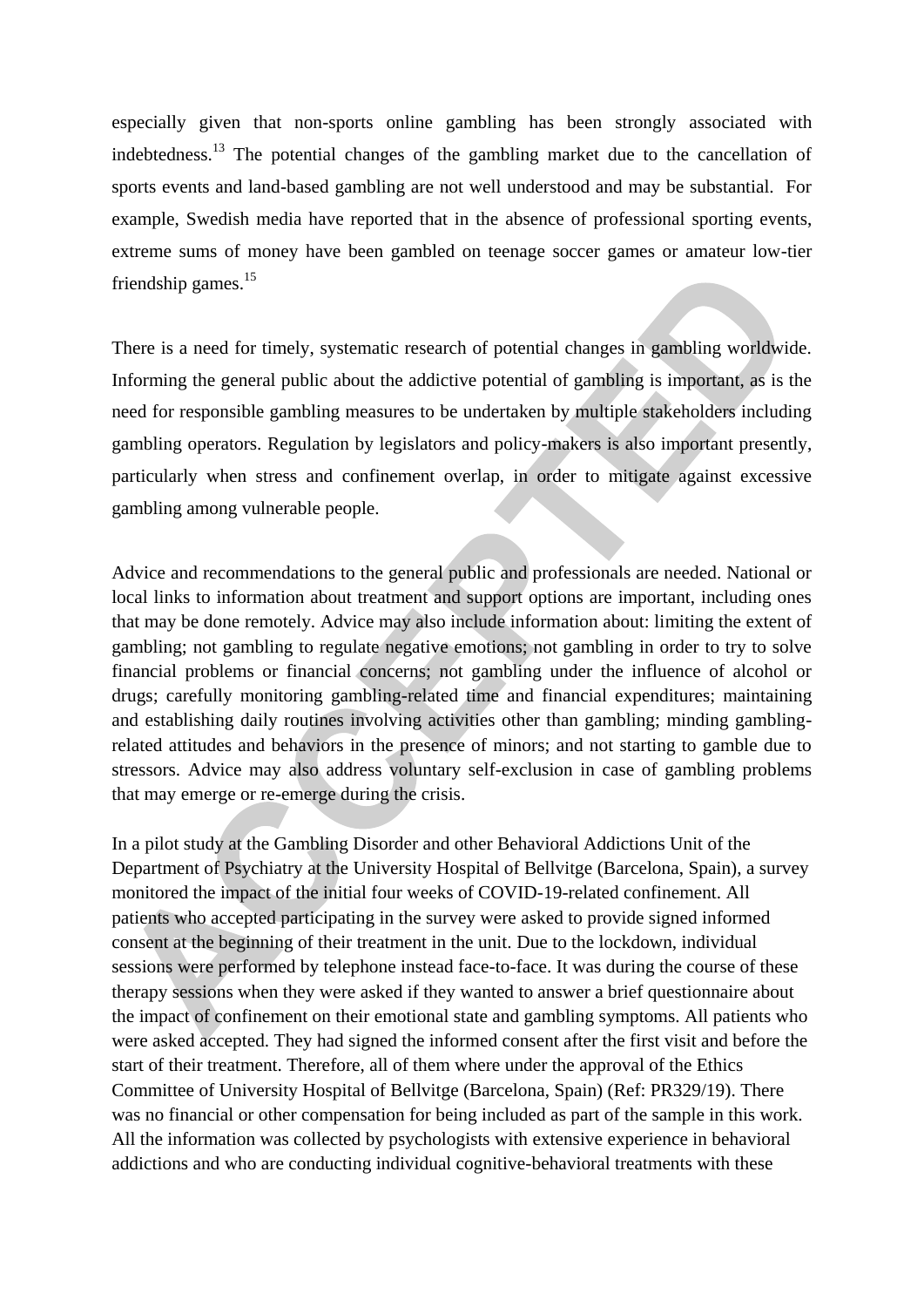especially given that non-sports online gambling has been strongly associated with indebtedness.[13] The potential changes of the gambling market due to the cancellation of sports events and land-based gambling are not well understood and may be substantial. For example, Swedish media have reported that in the absence of professional sporting events, extreme sums of money have been gambled on teenage soccer games or amateur low-tier friendship games.[15]

There is a need for timely, systematic research of potential changes in gambling worldwide. Informing the general public about the addictive potential of gambling is important, as is the need for responsible gambling measures to be undertaken by multiple stakeholders including gambling operators. Regulation by legislators and policy-makers is also important presently, particularly when stress and confinement overlap, in order to mitigate against excessive gambling among vulnerable people.

Advice and recommendations to the general public and professionals are needed. National or local links to information about treatment and support options are important, including ones that may be done remotely. Advice may also include information about: limiting the extent of gambling; not gambling to regulate negative emotions; not gambling in order to try to solve financial problems or financial concerns; not gambling under the influence of alcohol or drugs; carefully monitoring gambling-related time and financial expenditures; maintaining and establishing daily routines involving activities other than gambling; minding gambling-related attitudes and behaviors in the presence of minors; and not starting to gamble due to stressors. Advice may also address voluntary self-exclusion in case of gambling problems that may emerge or re-emerge during the crisis.

In a pilot study at the Gambling Disorder and other Behavioral Addictions Unit of the Department of Psychiatry at the University Hospital of Bellvitge (Barcelona, Spain), a survey monitored the impact of the initial four weeks of COVID-19-related confinement. All patients who accepted participating in the survey were asked to provide signed informed consent at the beginning of their treatment in the unit. Due to the lockdown, individual sessions were performed by telephone instead face-to-face. It was during the course of these therapy sessions when they were asked if they wanted to answer a brief questionnaire about the impact of confinement on their emotional state and gambling symptoms. All patients who were asked accepted. They had signed the informed consent after the first visit and before the start of their treatment. Therefore, all of them where under the approval of the Ethics Committee of University Hospital of Bellvitge (Barcelona, Spain) (Ref: PR329/19). There was no financial or other compensation for being included as part of the sample in this work. All the information was collected by psychologists with extensive experience in behavioral addictions and who are conducting individual cognitive-behavioral treatments with these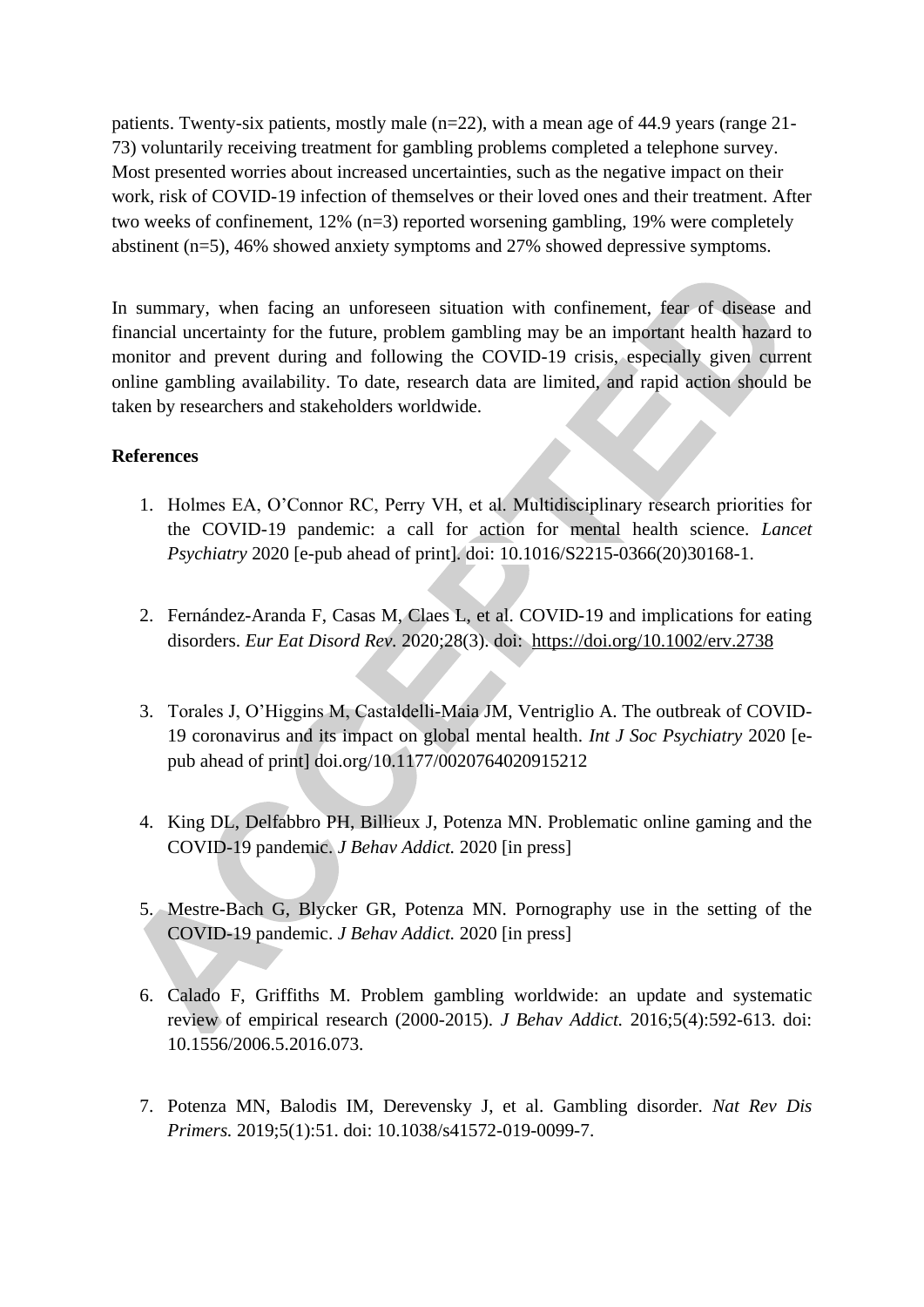patients. Twenty-six patients, mostly male (n=22), with a mean age of 44.9 years (range 21-73) voluntarily receiving treatment for gambling problems completed a telephone survey. Most presented worries about increased uncertainties, such as the negative impact on their work, risk of COVID-19 infection of themselves or their loved ones and their treatment. After two weeks of confinement, 12% (n=3) reported worsening gambling, 19% were completely abstinent (n=5), 46% showed anxiety symptoms and 27% showed depressive symptoms.

In summary, when facing an unforeseen situation with confinement, fear of disease and financial uncertainty for the future, problem gambling may be an important health hazard to monitor and prevent during and following the COVID-19 crisis, especially given current online gambling availability. To date, research data are limited, and rapid action should be taken by researchers and stakeholders worldwide.

**References**

1. Holmes EA, O'Connor RC, Perry VH, et al. Multidisciplinary research priorities for the COVID-19 pandemic: a call for action for mental health science. *Lancet Psychiatry* 2020 [e-pub ahead of print]. doi: 10.1016/S2215-0366(20)30168-1.

2. Fernández-Aranda F, Casas M, Claes L, et al. COVID-19 and implications for eating disorders. *Eur Eat Disord Rev.* 2020;28(3). doi: https://doi.org/10.1002/erv.2738

3. Torales J, O'Higgins M, Castaldelli-Maia JM, Ventriglio A. The outbreak of COVID-19 coronavirus and its impact on global mental health. *Int J Soc Psychiatry* 2020 [e-pub ahead of print] doi.org/10.1177/0020764020915212

4. King DL, Delfabbro PH, Billieux J, Potenza MN. Problematic online gaming and the COVID-19 pandemic. *J Behav Addict.* 2020 [in press]

5. Mestre-Bach G, Blycker GR, Potenza MN. Pornography use in the setting of the COVID-19 pandemic. *J Behav Addict.* 2020 [in press]

6. Calado F, Griffiths M. Problem gambling worldwide: an update and systematic review of empirical research (2000-2015). *J Behav Addict.* 2016;5(4):592-613. doi: 10.1556/2006.5.2016.073.

7. Potenza MN, Balodis IM, Derevensky J, et al. Gambling disorder. *Nat Rev Dis Primers.* 2019;5(1):51. doi: 10.1038/s41572-019-0099-7.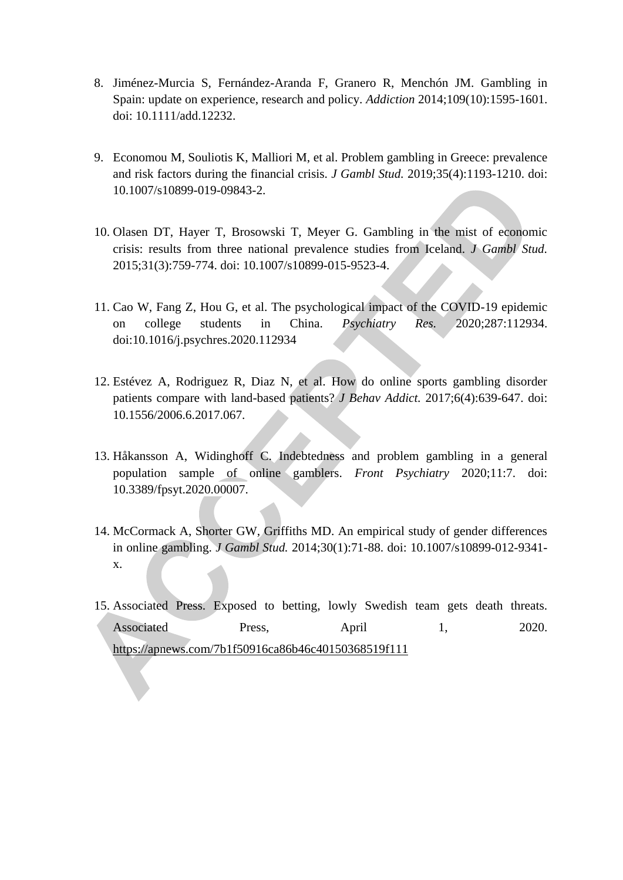8. Jiménez-Murcia S, Fernández-Aranda F, Granero R, Menchón JM. Gambling in Spain: update on experience, research and policy. *Addiction* 2014;109(10):1595-1601. doi: 10.1111/add.12232.

9. Economou M, Souliotis K, Malliori M, et al. Problem gambling in Greece: prevalence and risk factors during the financial crisis. *J Gambl Stud.* 2019;35(4):1193-1210. doi: 10.1007/s10899-019-09843-2.

10. Olasen DT, Hayer T, Brosowski T, Meyer G. Gambling in the mist of economic crisis: results from three national prevalence studies from Iceland. *J Gambl Stud.* 2015;31(3):759-774. doi: 10.1007/s10899-015-9523-4.

11. Cao W, Fang Z, Hou G, et al. The psychological impact of the COVID-19 epidemic on college students in China. *Psychiatry Res.* 2020;287:112934. doi:10.1016/j.psychres.2020.112934

12. Estévez A, Rodriguez R, Diaz N, et al. How do online sports gambling disorder patients compare with land-based patients? *J Behav Addict.* 2017;6(4):639-647. doi: 10.1556/2006.6.2017.067.

13. Håkansson A, Widinghoff C. Indebtedness and problem gambling in a general population sample of online gamblers. *Front Psychiatry* 2020;11:7. doi: 10.3389/fpsyt.2020.00007.

14. McCormack A, Shorter GW, Griffiths MD. An empirical study of gender differences in online gambling. *J Gambl Stud.* 2014;30(1):71-88. doi: 10.1007/s10899-012-9341-x.

15. Associated Press. Exposed to betting, lowly Swedish team gets death threats. Associated Press, April 1, 2020. https://apnews.com/7b1f50916ca86b46c40150368519f111